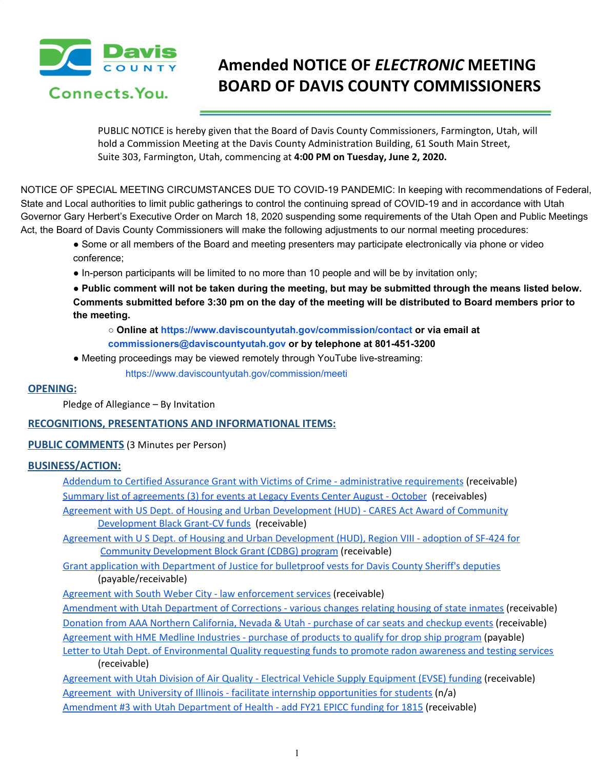Davis COUNTY Connects.You.

# Amended NOTICE OF *ELECTRONIC* MEETING BOARD OF DAVIS COUNTY COMMISSIONERS

PUBLIC NOTICE is hereby given that the Board of Davis County Commissioners, Farmington, Utah, will hold a Commission Meeting at the Davis County Administration Building, 61 South Main Street, Suite 303, Farmington, Utah, commencing at **4:00 PM on Tuesday, June 2, 2020.**

NOTICE OF SPECIAL MEETING CIRCUMSTANCES DUE TO COVID-19 PANDEMIC: In keeping with recommendations of Federal, State and Local authorities to limit public gatherings to control the continuing spread of COVID-19 and in accordance with Utah Governor Gary Herbert's Executive Order on March 18, 2020 suspending some requirements of the Utah Open and Public Meetings Act, the Board of Davis County Commissioners will make the following adjustments to our normal meeting procedures:

- Some or all members of the Board and meeting presenters may participate electronically via phone or video conference;
- In-person participants will be limited to no more than 10 people and will be by invitation only;
- **Public comment will not be taken during the meeting, but may be submitted through the means listed below. Comments submitted before 3:30 pm on the day of the meeting will be distributed to Board members prior to the meeting.**
  - **Online at https://www.daviscountyutah.gov/commission/contact or via email at commissioners@daviscountyutah.gov or by telephone at 801-451-3200**
- Meeting proceedings may be viewed remotely through YouTube live-streaming:
  https://www.daviscountyutah.gov/commission/meeti

## OPENING:

Pledge of Allegiance – By Invitation

## RECOGNITIONS, PRESENTATIONS AND INFORMATIONAL ITEMS:

## PUBLIC COMMENTS (3 Minutes per Person)

## BUSINESS/ACTION:

- Addendum to Certified Assurance Grant with Victims of Crime - administrative requirements (receivable)
- Summary list of agreements (3) for events at Legacy Events Center August - October (receivables)
- Agreement with US Dept. of Housing and Urban Development (HUD) - CARES Act Award of Community Development Black Grant-CV funds (receivable)
- Agreement with U S Dept. of Housing and Urban Development (HUD), Region VIII - adoption of SF-424 for Community Development Block Grant (CDBG) program (receivable)
- Grant application with Department of Justice for bulletproof vests for Davis County Sheriff's deputies (payable/receivable)
- Agreement with South Weber City - law enforcement services (receivable)
- Amendment with Utah Department of Corrections - various changes relating housing of state inmates (receivable)
- Donation from AAA Northern California, Nevada & Utah - purchase of car seats and checkup events (receivable)
- Agreement with HME Medline Industries - purchase of products to qualify for drop ship program (payable)
- Letter to Utah Dept. of Environmental Quality requesting funds to promote radon awareness and testing services (receivable)
- Agreement with Utah Division of Air Quality - Electrical Vehicle Supply Equipment (EVSE) funding (receivable)
- Agreement with University of Illinois - facilitate internship opportunities for students (n/a)
- Amendment #3 with Utah Department of Health - add FY21 EPICC funding for 1815 (receivable)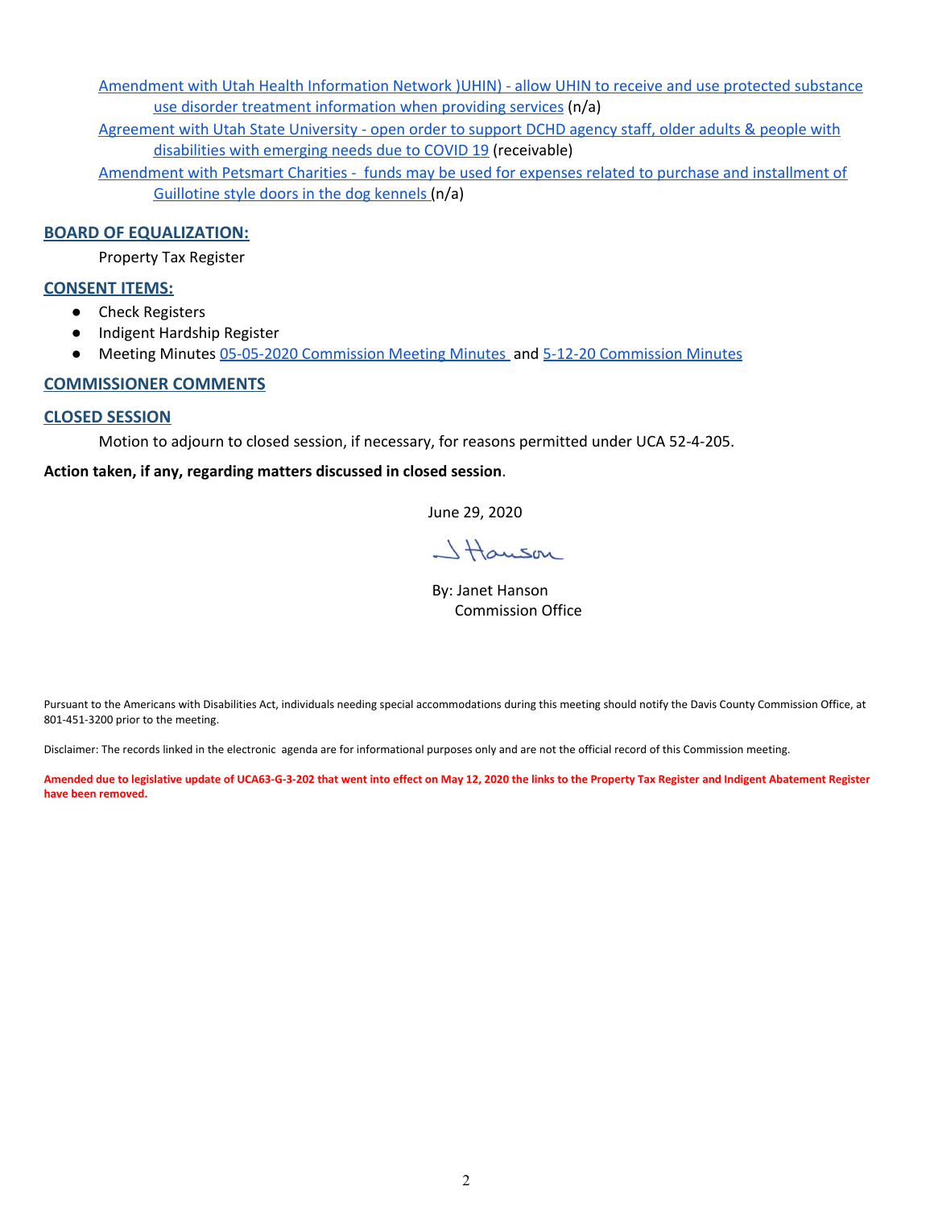Amendment with Utah Health Information Network )UHIN) - allow UHIN to receive and use protected substance use disorder treatment information when providing services (n/a)

Agreement with Utah State University - open order to support DCHD agency staff, older adults & people with disabilities with emerging needs due to COVID 19 (receivable)

Amendment with Petsmart Charities - funds may be used for expenses related to purchase and installment of Guillotine style doors in the dog kennels (n/a)

## BOARD OF EQUALIZATION:

Property Tax Register

## CONSENT ITEMS:

- Check Registers
- Indigent Hardship Register
- Meeting Minutes 05-05-2020 Commission Meeting Minutes and 5-12-20 Commission Minutes

## COMMISSIONER COMMENTS

## CLOSED SESSION

Motion to adjourn to closed session, if necessary, for reasons permitted under UCA 52-4-205.

**Action taken, if any, regarding matters discussed in closed session**.

June 29, 2020

J Hanson

By: Janet Hanson
Commission Office

Pursuant to the Americans with Disabilities Act, individuals needing special accommodations during this meeting should notify the Davis County Commission Office, at 801-451-3200 prior to the meeting.

Disclaimer: The records linked in the electronic agenda are for informational purposes only and are not the official record of this Commission meeting.

**Amended due to legislative update of UCA63-G-3-202 that went into effect on May 12, 2020 the links to the Property Tax Register and Indigent Abatement Register have been removed.**